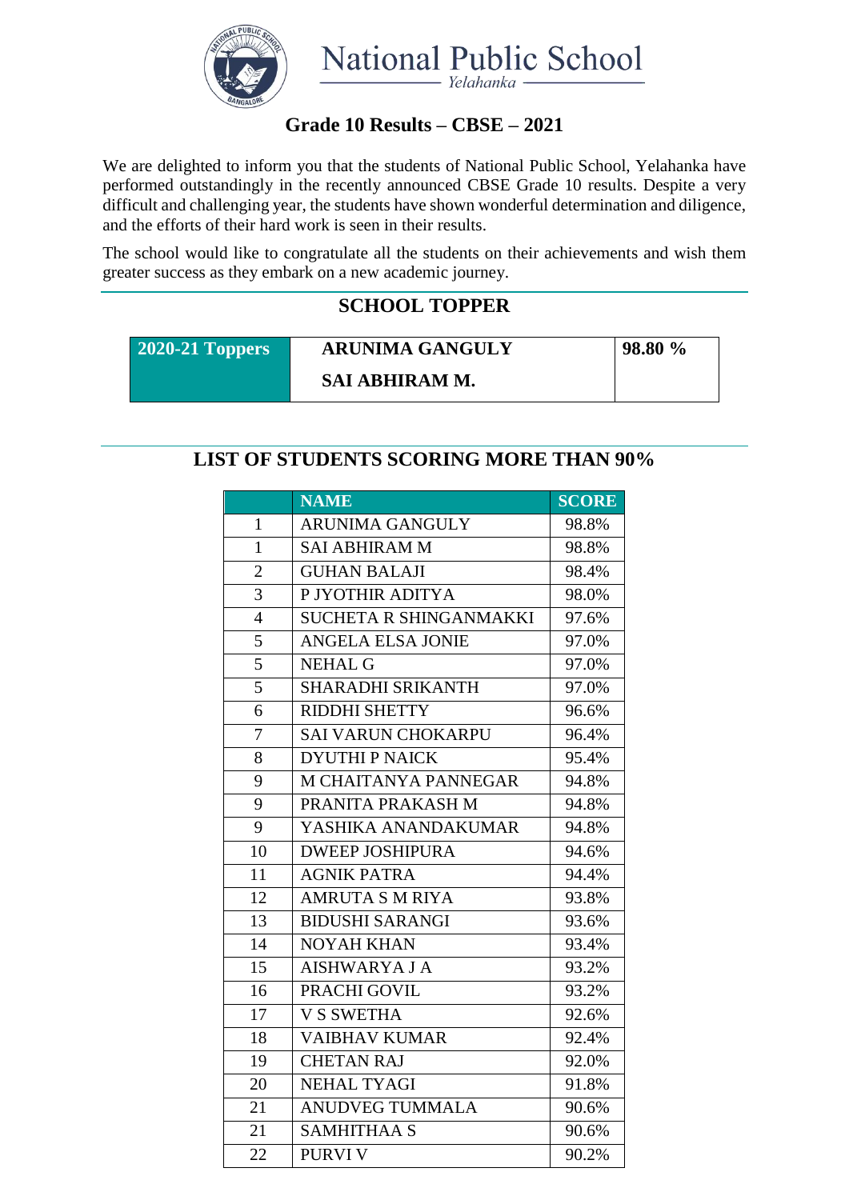# National Public School

*Yelahanka*

## Grade 10 Results – CBSE – 2021

We are delighted to inform you that the students of National Public School, Yelahanka have performed outstandingly in the recently announced CBSE Grade 10 results. Despite a very difficult and challenging year, the students have shown wonderful determination and diligence, and the efforts of their hard work is seen in their results.

The school would like to congratulate all the students on their achievements and wish them greater success as they embark on a new academic journey.

## SCHOOL TOPPER

| 2020-21 Toppers | ARUNIMA GANGULY<br>SAI ABHIRAM M. | 98.80 % |
|---|---|---|

## LIST OF STUDENTS SCORING MORE THAN 90%

| | NAME | SCORE |
|---|---|---|
| 1 | ARUNIMA GANGULY | 98.8% |
| 1 | SAI ABHIRAM M | 98.8% |
| 2 | GUHAN BALAJI | 98.4% |
| 3 | P JYOTHIR ADITYA | 98.0% |
| 4 | SUCHETA R SHINGANMAKKI | 97.6% |
| 5 | ANGELA ELSA JONIE | 97.0% |
| 5 | NEHAL G | 97.0% |
| 5 | SHARADHI SRIKANTH | 97.0% |
| 6 | RIDDHI SHETTY | 96.6% |
| 7 | SAI VARUN CHOKARPU | 96.4% |
| 8 | DYUTHI P NAICK | 95.4% |
| 9 | M CHAITANYA PANNEGAR | 94.8% |
| 9 | PRANITA PRAKASH M | 94.8% |
| 9 | YASHIKA ANANDAKUMAR | 94.8% |
| 10 | DWEEP JOSHIPURA | 94.6% |
| 11 | AGNIK PATRA | 94.4% |
| 12 | AMRUTA S M RIYA | 93.8% |
| 13 | BIDUSHI SARANGI | 93.6% |
| 14 | NOYAH KHAN | 93.4% |
| 15 | AISHWARYA J A | 93.2% |
| 16 | PRACHI GOVIL | 93.2% |
| 17 | V S SWETHA | 92.6% |
| 18 | VAIBHAV KUMAR | 92.4% |
| 19 | CHETAN RAJ | 92.0% |
| 20 | NEHAL TYAGI | 91.8% |
| 21 | ANUDVEG TUMMALA | 90.6% |
| 21 | SAMHITHAA S | 90.6% |
| 22 | PURVI V | 90.2% |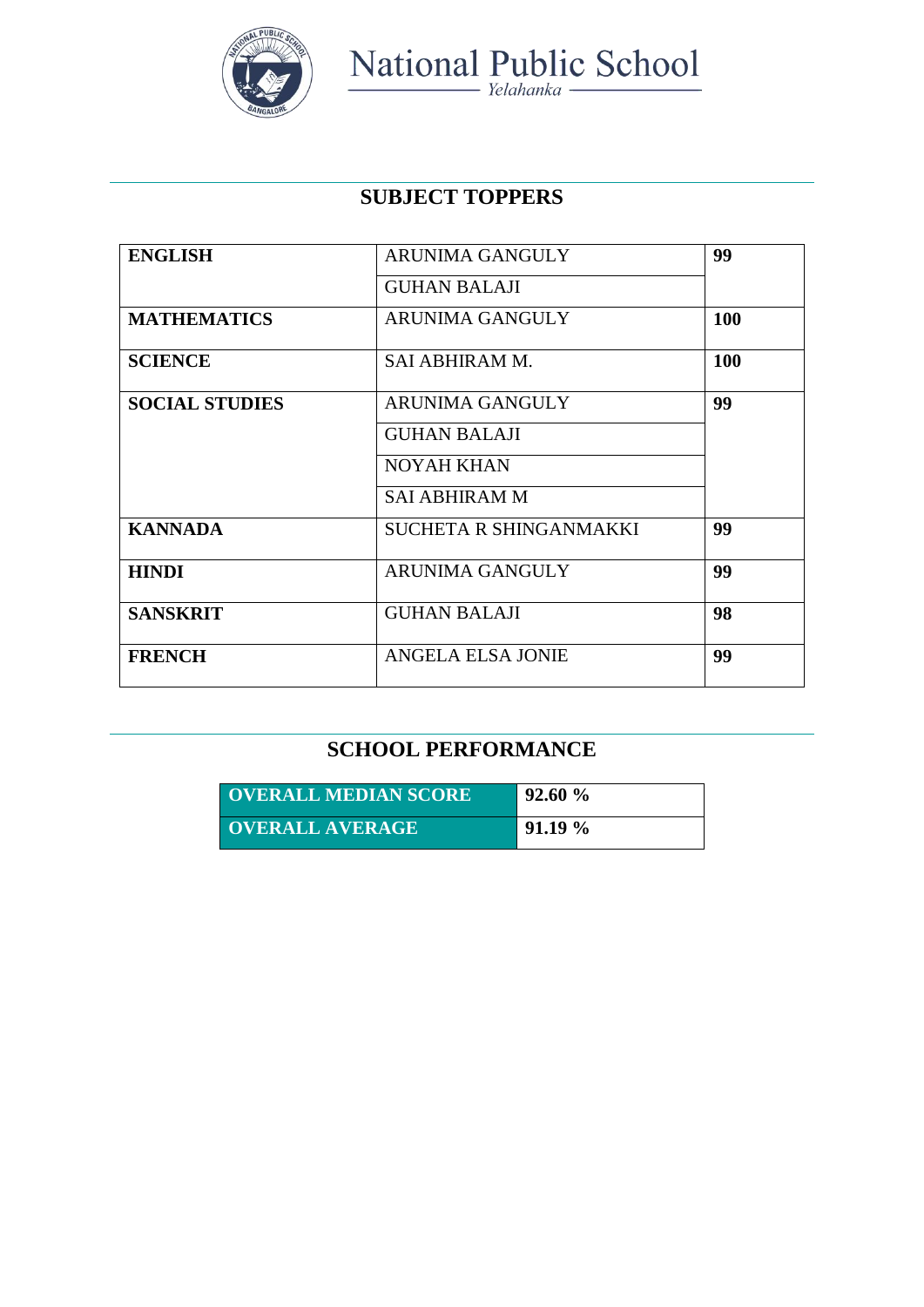## SUBJECT TOPPERS

| | | |
|---|---|---|
| **ENGLISH** | ARUNIMA GANGULY | **99** |
| | GUHAN BALAJI | |
| **MATHEMATICS** | ARUNIMA GANGULY | **100** |
| **SCIENCE** | SAI ABHIRAM M. | **100** |
| **SOCIAL STUDIES** | ARUNIMA GANGULY | **99** |
| | GUHAN BALAJI | |
| | NOYAH KHAN | |
| | SAI ABHIRAM M | |
| **KANNADA** | SUCHETA R SHINGANMAKKI | **99** |
| **HINDI** | ARUNIMA GANGULY | **99** |
| **SANSKRIT** | GUHAN BALAJI | **98** |
| **FRENCH** | ANGELA ELSA JONIE | **99** |

## SCHOOL PERFORMANCE

| | |
|---|---|
| **OVERALL MEDIAN SCORE** | **92.60 %** |
| **OVERALL AVERAGE** | **91.19 %** |